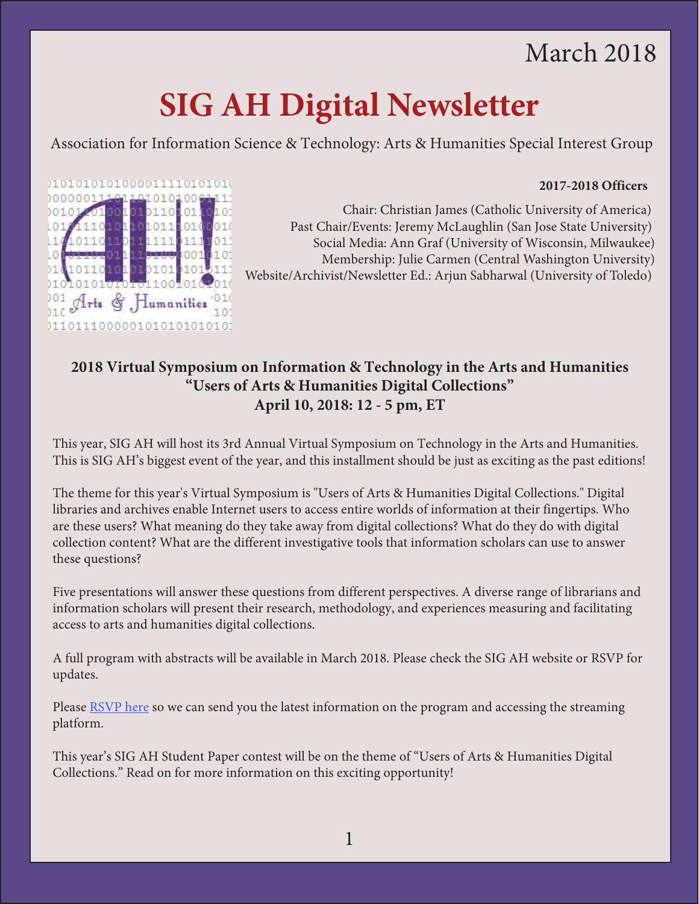March 2018

# SIG AH Digital Newsletter

Association for Information Science & Technology: Arts & Humanities Special Interest Group

**2017-2018 Officers**

Chair: Christian James (Catholic University of America)
Past Chair/Events: Jeremy McLaughlin (San Jose State University)
Social Media: Ann Graf (University of Wisconsin, Milwaukee)
Membership: Julie Carmen (Central Washington University)
Website/Archivist/Newsletter Ed.: Arjun Sabharwal (University of Toledo)

## 2018 Virtual Symposium on Information & Technology in the Arts and Humanities
## "Users of Arts & Humanities Digital Collections"
## April 10, 2018: 12 - 5 pm, ET

This year, SIG AH will host its 3rd Annual Virtual Symposium on Technology in the Arts and Humanities. This is SIG AH's biggest event of the year, and this installment should be just as exciting as the past editions!

The theme for this year's Virtual Symposium is "Users of Arts & Humanities Digital Collections." Digital libraries and archives enable Internet users to access entire worlds of information at their fingertips. Who are these users? What meaning do they take away from digital collections? What do they do with digital collection content? What are the different investigative tools that information scholars can use to answer these questions?

Five presentations will answer these questions from different perspectives. A diverse range of librarians and information scholars will present their research, methodology, and experiences measuring and facilitating access to arts and humanities digital collections.

A full program with abstracts will be available in March 2018. Please check the SIG AH website or RSVP for updates.

Please RSVP here so we can send you the latest information on the program and accessing the streaming platform.

This year's SIG AH Student Paper contest will be on the theme of "Users of Arts & Humanities Digital Collections." Read on for more information on this exciting opportunity!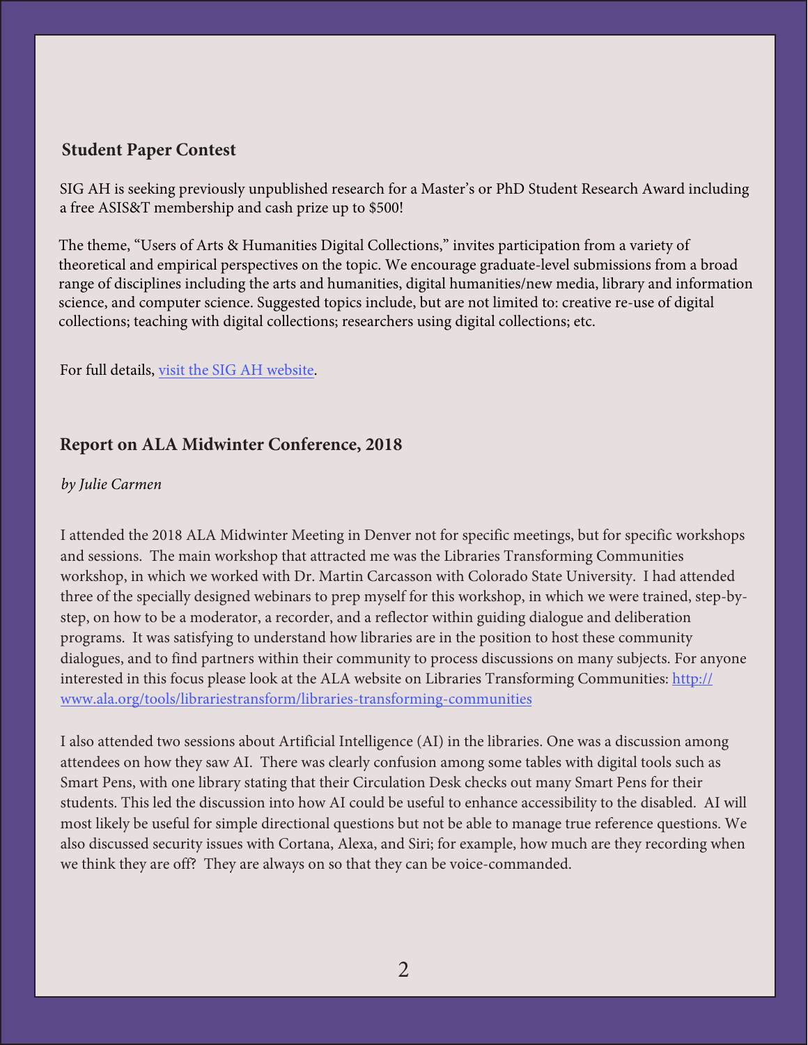## Student Paper Contest

SIG AH is seeking previously unpublished research for a Master's or PhD Student Research Award including a free ASIS&T membership and cash prize up to $500!

The theme, "Users of Arts & Humanities Digital Collections," invites participation from a variety of theoretical and empirical perspectives on the topic. We encourage graduate-level submissions from a broad range of disciplines including the arts and humanities, digital humanities/new media, library and information science, and computer science. Suggested topics include, but are not limited to: creative re-use of digital collections; teaching with digital collections; researchers using digital collections; etc.

For full details, visit the SIG AH website.

## Report on ALA Midwinter Conference, 2018

*by Julie Carmen*

I attended the 2018 ALA Midwinter Meeting in Denver not for specific meetings, but for specific workshops and sessions. The main workshop that attracted me was the Libraries Transforming Communities workshop, in which we worked with Dr. Martin Carcasson with Colorado State University. I had attended three of the specially designed webinars to prep myself for this workshop, in which we were trained, step-by-step, on how to be a moderator, a recorder, and a reflector within guiding dialogue and deliberation programs. It was satisfying to understand how libraries are in the position to host these community dialogues, and to find partners within their community to process discussions on many subjects. For anyone interested in this focus please look at the ALA website on Libraries Transforming Communities: http://www.ala.org/tools/librariestransform/libraries-transforming-communities

I also attended two sessions about Artificial Intelligence (AI) in the libraries. One was a discussion among attendees on how they saw AI. There was clearly confusion among some tables with digital tools such as Smart Pens, with one library stating that their Circulation Desk checks out many Smart Pens for their students. This led the discussion into how AI could be useful to enhance accessibility to the disabled. AI will most likely be useful for simple directional questions but not be able to manage true reference questions. We also discussed security issues with Cortana, Alexa, and Siri; for example, how much are they recording when we think they are off? They are always on so that they can be voice-commanded.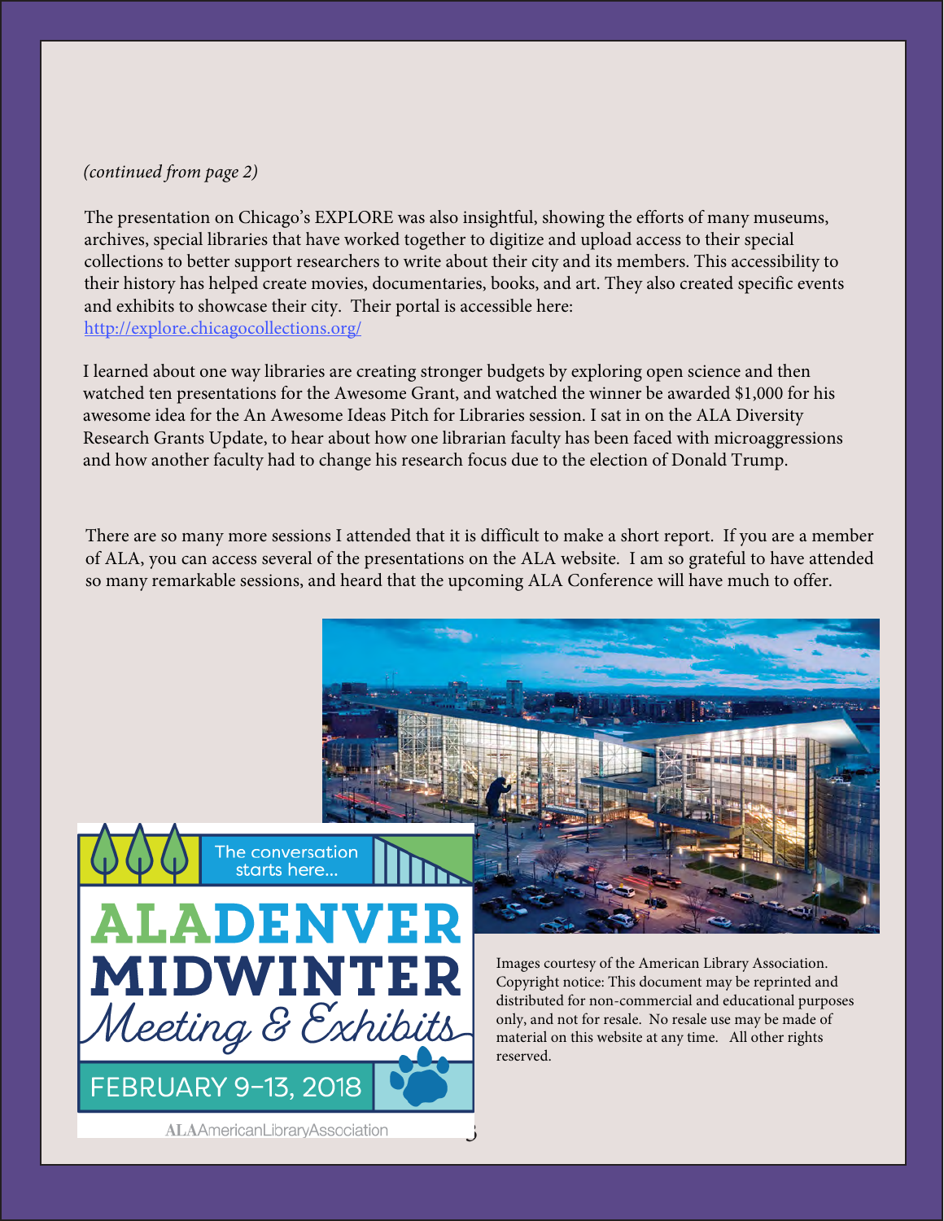*(continued from page 2)*

The presentation on Chicago's EXPLORE was also insightful, showing the efforts of many museums, archives, special libraries that have worked together to digitize and upload access to their special collections to better support researchers to write about their city and its members. This accessibility to their history has helped create movies, documentaries, books, and art. They also created specific events and exhibits to showcase their city. Their portal is accessible here: [http://explore.chicagocollections.org/](http://explore.chicagocollections.org/)

I learned about one way libraries are creating stronger budgets by exploring open science and then watched ten presentations for the Awesome Grant, and watched the winner be awarded $1,000 for his awesome idea for the An Awesome Ideas Pitch for Libraries session. I sat in on the ALA Diversity Research Grants Update, to hear about how one librarian faculty has been faced with microaggressions and how another faculty had to change his research focus due to the election of Donald Trump.

There are so many more sessions I attended that it is difficult to make a short report. If you are a member of ALA, you can access several of the presentations on the ALA website. I am so grateful to have attended so many remarkable sessions, and heard that the upcoming ALA Conference will have much to offer.

The conversation starts here...

ALA DENVER MIDWINTER *Meeting & Exhibits*

FEBRUARY 9–13, 2018

ALA American Library Association

Images courtesy of the American Library Association. Copyright notice: This document may be reprinted and distributed for non-commercial and educational purposes only, and not for resale. No resale use may be made of material on this website at any time. All other rights reserved.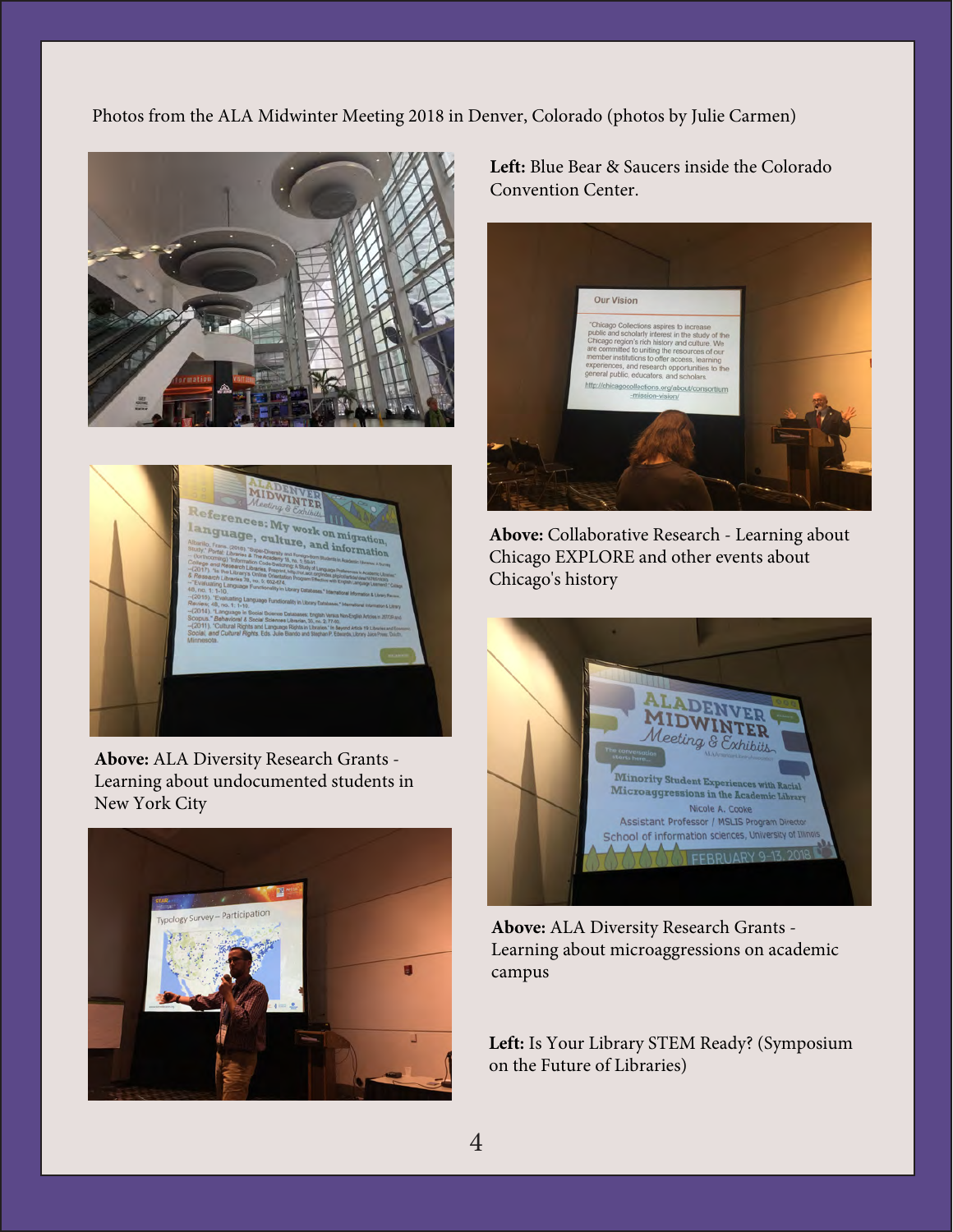Photos from the ALA Midwinter Meeting 2018 in Denver, Colorado (photos by Julie Carmen)

**Left:** Blue Bear & Saucers inside the Colorado Convention Center.

**Above:** Collaborative Research - Learning about Chicago EXPLORE and other events about Chicago's history

**Above:** ALA Diversity Research Grants - Learning about undocumented students in New York City

**Above:** ALA Diversity Research Grants - Learning about microaggressions on academic campus

**Left:** Is Your Library STEM Ready? (Symposium on the Future of Libraries)